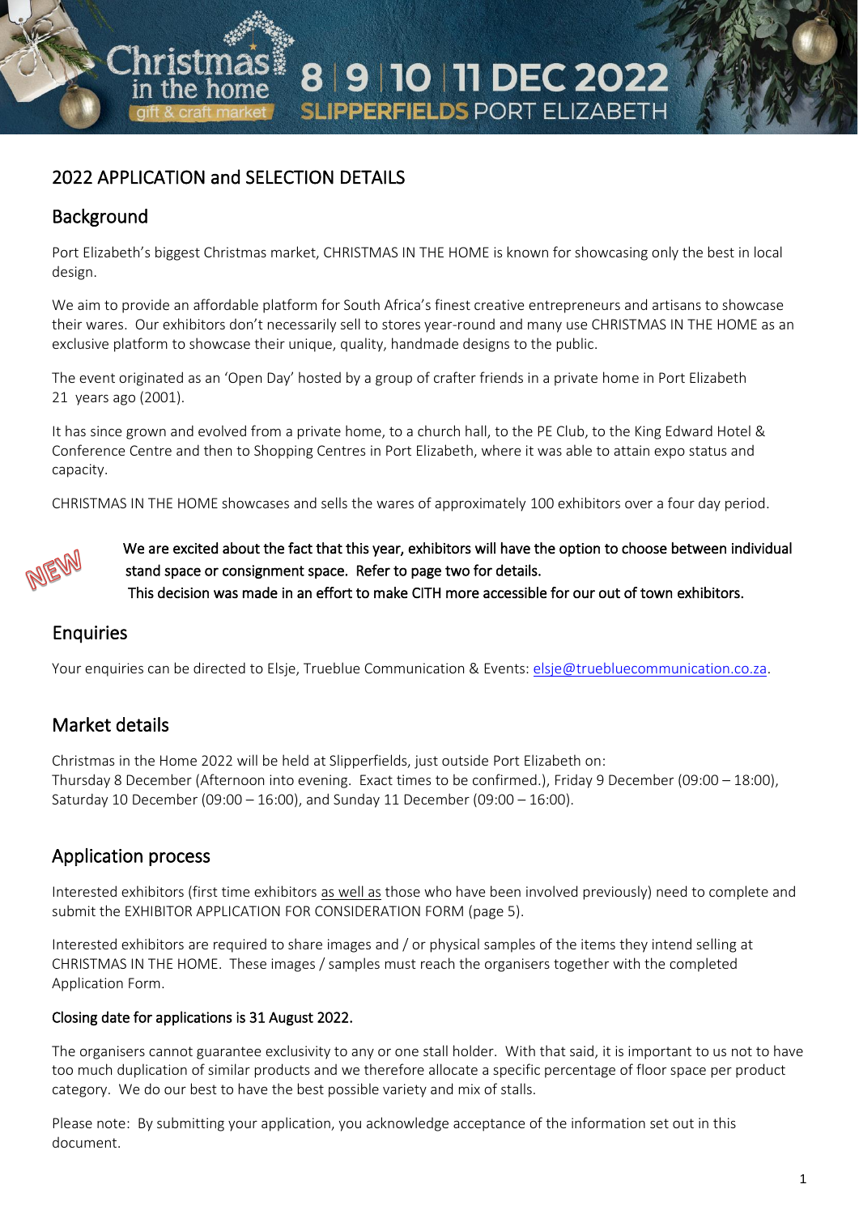# Christmas in the home gift & craft market — 8 | 9 | 10 | 11 DEC 2022 — SLIPPERFIELDS PORT ELIZABETH

## 2022 APPLICATION and SELECTION DETAILS

## Background

Port Elizabeth's biggest Christmas market, CHRISTMAS IN THE HOME is known for showcasing only the best in local design.

We aim to provide an affordable platform for South Africa's finest creative entrepreneurs and artisans to showcase their wares. Our exhibitors don't necessarily sell to stores year-round and many use CHRISTMAS IN THE HOME as an exclusive platform to showcase their unique, quality, handmade designs to the public.

The event originated as an 'Open Day' hosted by a group of crafter friends in a private home in Port Elizabeth 21 years ago (2001).

It has since grown and evolved from a private home, to a church hall, to the PE Club, to the King Edward Hotel & Conference Centre and then to Shopping Centres in Port Elizabeth, where it was able to attain expo status and capacity.

CHRISTMAS IN THE HOME showcases and sells the wares of approximately 100 exhibitors over a four day period.

NEW

We are excited about the fact that this year, exhibitors will have the option to choose between individual stand space or consignment space. Refer to page two for details.
This decision was made in an effort to make CITH more accessible for our out of town exhibitors.

## Enquiries

Your enquiries can be directed to Elsje, Trueblue Communication & Events: elsje@truebluecommunication.co.za.

## Market details

Christmas in the Home 2022 will be held at Slipperfields, just outside Port Elizabeth on:
Thursday 8 December (Afternoon into evening. Exact times to be confirmed.), Friday 9 December (09:00 – 18:00), Saturday 10 December (09:00 – 16:00), and Sunday 11 December (09:00 – 16:00).

## Application process

Interested exhibitors (first time exhibitors as well as those who have been involved previously) need to complete and submit the EXHIBITOR APPLICATION FOR CONSIDERATION FORM (page 5).

Interested exhibitors are required to share images and / or physical samples of the items they intend selling at CHRISTMAS IN THE HOME. These images / samples must reach the organisers together with the completed Application Form.

**Closing date for applications is 31 August 2022.**

The organisers cannot guarantee exclusivity to any or one stall holder. With that said, it is important to us not to have too much duplication of similar products and we therefore allocate a specific percentage of floor space per product category. We do our best to have the best possible variety and mix of stalls.

Please note: By submitting your application, you acknowledge acceptance of the information set out in this document.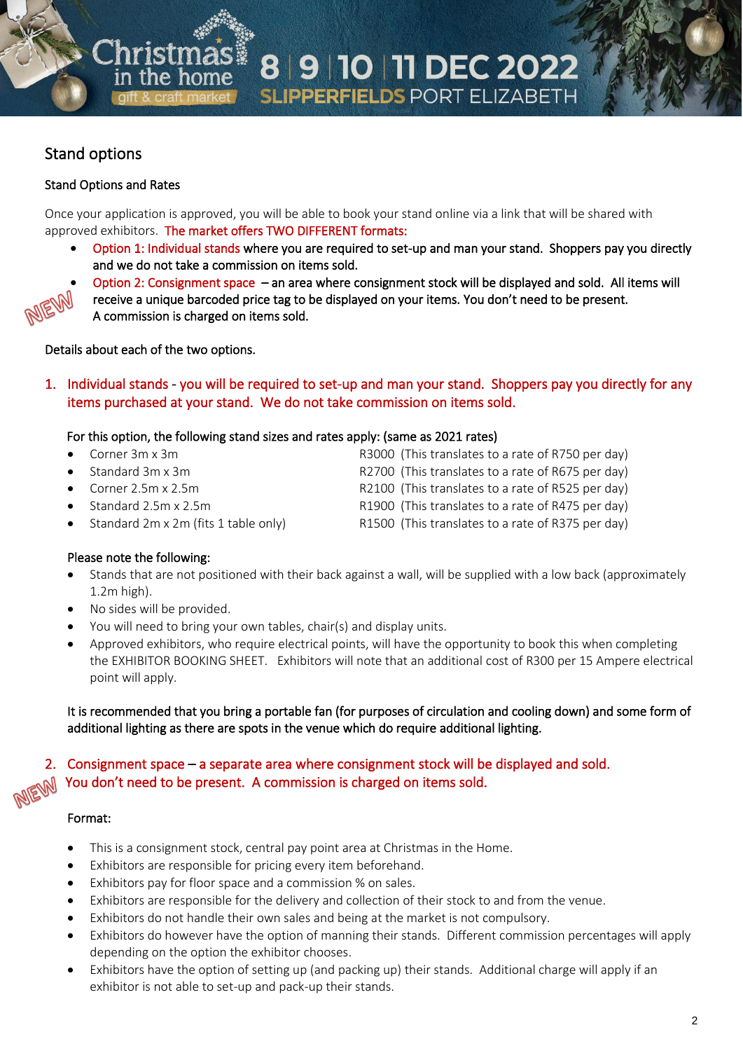## Stand options

### Stand Options and Rates

Once your application is approved, you will be able to book your stand online via a link that will be shared with approved exhibitors. The market offers TWO DIFFERENT formats:

- Option 1: Individual stands where you are required to set-up and man your stand. Shoppers pay you directly and we do not take a commission on items sold.
- Option 2: Consignment space – an area where consignment stock will be displayed and sold. All items will receive a unique barcoded price tag to be displayed on your items. You don't need to be present. A commission is charged on items sold.

NEW

Details about each of the two options.

1. Individual stands - you will be required to set-up and man your stand. Shoppers pay you directly for any items purchased at your stand. We do not take commission on items sold.

For this option, the following stand sizes and rates apply: (same as 2021 rates)

- Corner 3m x 3m — R3000 (This translates to a rate of R750 per day)
- Standard 3m x 3m — R2700 (This translates to a rate of R675 per day)
- Corner 2.5m x 2.5m — R2100 (This translates to a rate of R525 per day)
- Standard 2.5m x 2.5m — R1900 (This translates to a rate of R475 per day)
- Standard 2m x 2m (fits 1 table only) — R1500 (This translates to a rate of R375 per day)

Please note the following:

- Stands that are not positioned with their back against a wall, will be supplied with a low back (approximately 1.2m high).
- No sides will be provided.
- You will need to bring your own tables, chair(s) and display units.
- Approved exhibitors, who require electrical points, will have the opportunity to book this when completing the EXHIBITOR BOOKING SHEET. Exhibitors will note that an additional cost of R300 per 15 Ampere electrical point will apply.

It is recommended that you bring a portable fan (for purposes of circulation and cooling down) and some form of additional lighting as there are spots in the venue which do require additional lighting.

2. Consignment space – a separate area where consignment stock will be displayed and sold. You don't need to be present. A commission is charged on items sold.

NEW

Format:

- This is a consignment stock, central pay point area at Christmas in the Home.
- Exhibitors are responsible for pricing every item beforehand.
- Exhibitors pay for floor space and a commission % on sales.
- Exhibitors are responsible for the delivery and collection of their stock to and from the venue.
- Exhibitors do not handle their own sales and being at the market is not compulsory.
- Exhibitors do however have the option of manning their stands. Different commission percentages will apply depending on the option the exhibitor chooses.
- Exhibitors have the option of setting up (and packing up) their stands. Additional charge will apply if an exhibitor is not able to set-up and pack-up their stands.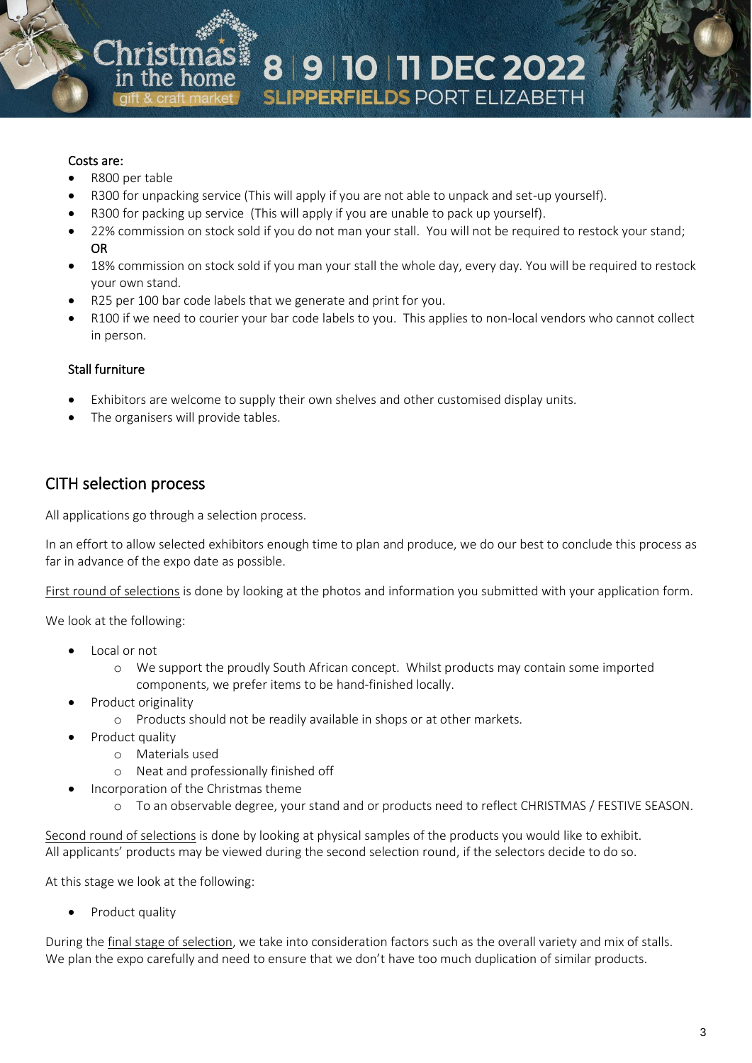Costs are:

- R800 per table
- R300 for unpacking service (This will apply if you are not able to unpack and set-up yourself).
- R300 for packing up service (This will apply if you are unable to pack up yourself).
- 22% commission on stock sold if you do not man your stall. You will not be required to restock your stand; **OR**
- 18% commission on stock sold if you man your stall the whole day, every day. You will be required to restock your own stand.
- R25 per 100 bar code labels that we generate and print for you.
- R100 if we need to courier your bar code labels to you. This applies to non-local vendors who cannot collect in person.

Stall furniture

- Exhibitors are welcome to supply their own shelves and other customised display units.
- The organisers will provide tables.

## CITH selection process

All applications go through a selection process.

In an effort to allow selected exhibitors enough time to plan and produce, we do our best to conclude this process as far in advance of the expo date as possible.

First round of selections is done by looking at the photos and information you submitted with your application form.

We look at the following:

- Local or not
  - We support the proudly South African concept. Whilst products may contain some imported components, we prefer items to be hand-finished locally.
- Product originality
  - Products should not be readily available in shops or at other markets.
- Product quality
  - Materials used
  - Neat and professionally finished off
- Incorporation of the Christmas theme
  - To an observable degree, your stand and or products need to reflect CHRISTMAS / FESTIVE SEASON.

Second round of selections is done by looking at physical samples of the products you would like to exhibit. All applicants' products may be viewed during the second selection round, if the selectors decide to do so.

At this stage we look at the following:

- Product quality

During the final stage of selection, we take into consideration factors such as the overall variety and mix of stalls. We plan the expo carefully and need to ensure that we don't have too much duplication of similar products.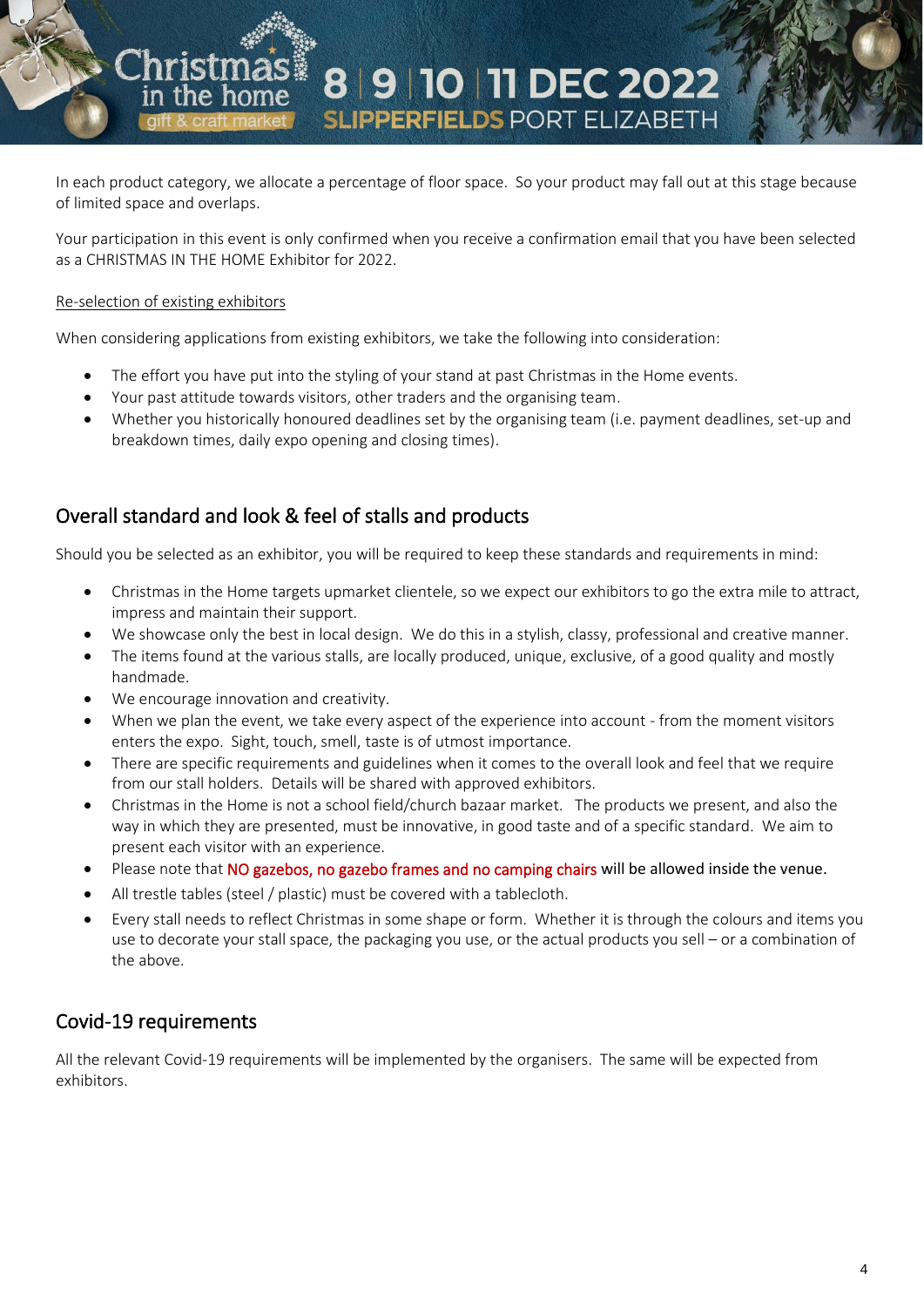In each product category, we allocate a percentage of floor space. So your product may fall out at this stage because of limited space and overlaps.

Your participation in this event is only confirmed when you receive a confirmation email that you have been selected as a CHRISTMAS IN THE HOME Exhibitor for 2022.

Re-selection of existing exhibitors

When considering applications from existing exhibitors, we take the following into consideration:

- The effort you have put into the styling of your stand at past Christmas in the Home events.
- Your past attitude towards visitors, other traders and the organising team.
- Whether you historically honoured deadlines set by the organising team (i.e. payment deadlines, set-up and breakdown times, daily expo opening and closing times).

## Overall standard and look & feel of stalls and products

Should you be selected as an exhibitor, you will be required to keep these standards and requirements in mind:

- Christmas in the Home targets upmarket clientele, so we expect our exhibitors to go the extra mile to attract, impress and maintain their support.
- We showcase only the best in local design. We do this in a stylish, classy, professional and creative manner.
- The items found at the various stalls, are locally produced, unique, exclusive, of a good quality and mostly handmade.
- We encourage innovation and creativity.
- When we plan the event, we take every aspect of the experience into account - from the moment visitors enters the expo. Sight, touch, smell, taste is of utmost importance.
- There are specific requirements and guidelines when it comes to the overall look and feel that we require from our stall holders. Details will be shared with approved exhibitors.
- Christmas in the Home is not a school field/church bazaar market. The products we present, and also the way in which they are presented, must be innovative, in good taste and of a specific standard. We aim to present each visitor with an experience.
- Please note that NO gazebos, no gazebo frames and no camping chairs will be allowed inside the venue.
- All trestle tables (steel / plastic) must be covered with a tablecloth.
- Every stall needs to reflect Christmas in some shape or form. Whether it is through the colours and items you use to decorate your stall space, the packaging you use, or the actual products you sell – or a combination of the above.

## Covid-19 requirements

All the relevant Covid-19 requirements will be implemented by the organisers. The same will be expected from exhibitors.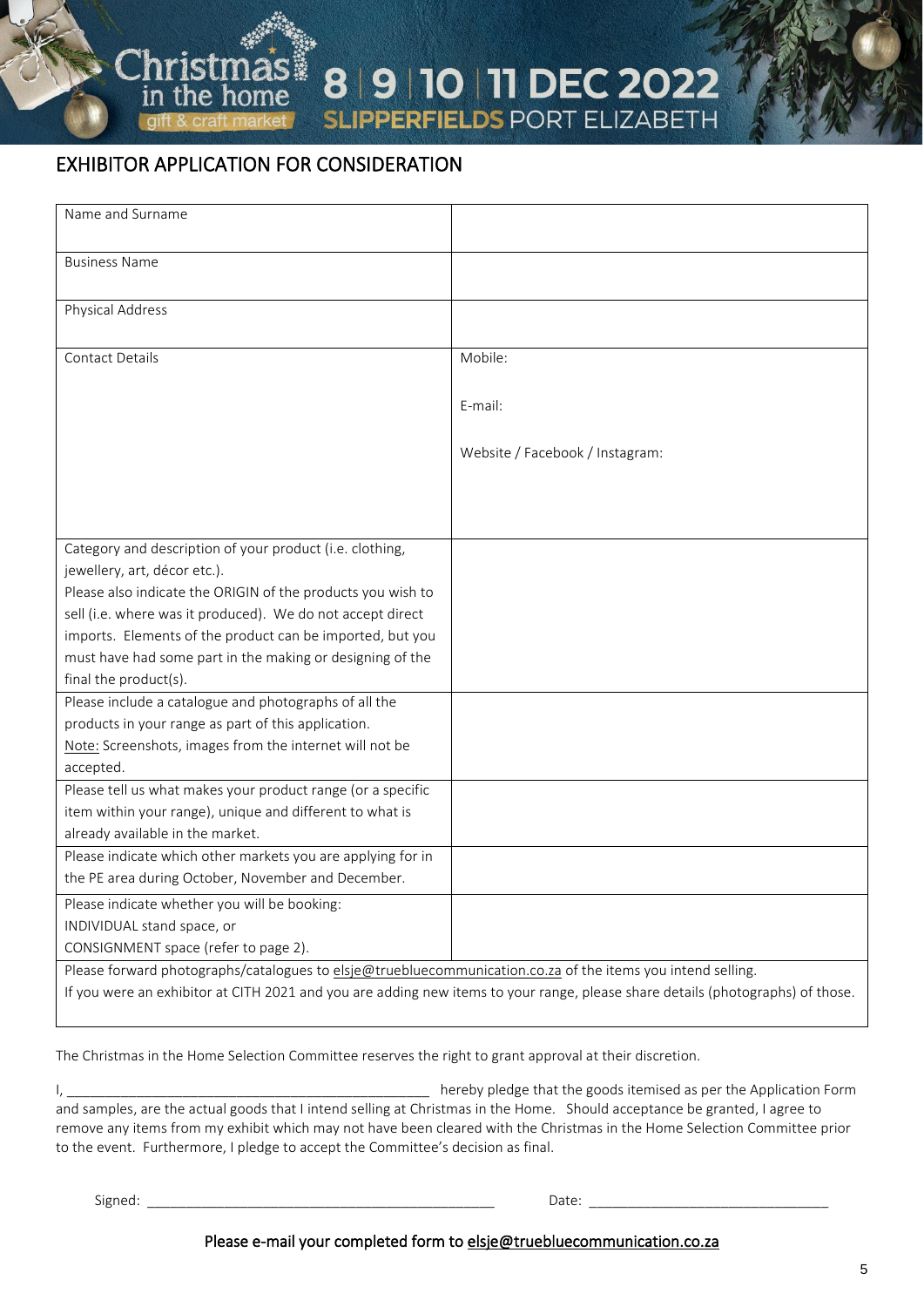Christmas in the home gift & craft market 8 | 9 | 10 | 11 DEC 2022 SLIPPERFIELDS PORT ELIZABETH

## EXHIBITOR APPLICATION FOR CONSIDERATION

| | |
|---|---|
| Name and Surname | |
| Business Name | |
| Physical Address | |
| Contact Details | Mobile:<br><br>E-mail:<br><br>Website / Facebook / Instagram: |
| Category and description of your product (i.e. clothing, jewellery, art, décor etc.).<br>Please also indicate the ORIGIN of the products you wish to sell (i.e. where was it produced). We do not accept direct imports. Elements of the product can be imported, but you must have had some part in the making or designing of the final the product(s). | |
| Please include a catalogue and photographs of all the products in your range as part of this application.<br>Note: Screenshots, images from the internet will not be accepted. | |
| Please tell us what makes your product range (or a specific item within your range), unique and different to what is already available in the market. | |
| Please indicate which other markets you are applying for in the PE area during October, November and December. | |
| Please indicate whether you will be booking:<br>INDIVIDUAL stand space, or<br>CONSIGNMENT space (refer to page 2). | |
| Please forward photographs/catalogues to elsje@truebluecommunication.co.za of the items you intend selling.<br>If you were an exhibitor at CITH 2021 and you are adding new items to your range, please share details (photographs) of those. | |

The Christmas in the Home Selection Committee reserves the right to grant approval at their discretion.

I, ________________________________________________ hereby pledge that the goods itemised as per the Application Form and samples, are the actual goods that I intend selling at Christmas in the Home. Should acceptance be granted, I agree to remove any items from my exhibit which may not have been cleared with the Christmas in the Home Selection Committee prior to the event. Furthermore, I pledge to accept the Committee's decision as final.

Signed: ______________________________________________ Date: ________________________________

Please e-mail your completed form to elsje@truebluecommunication.co.za